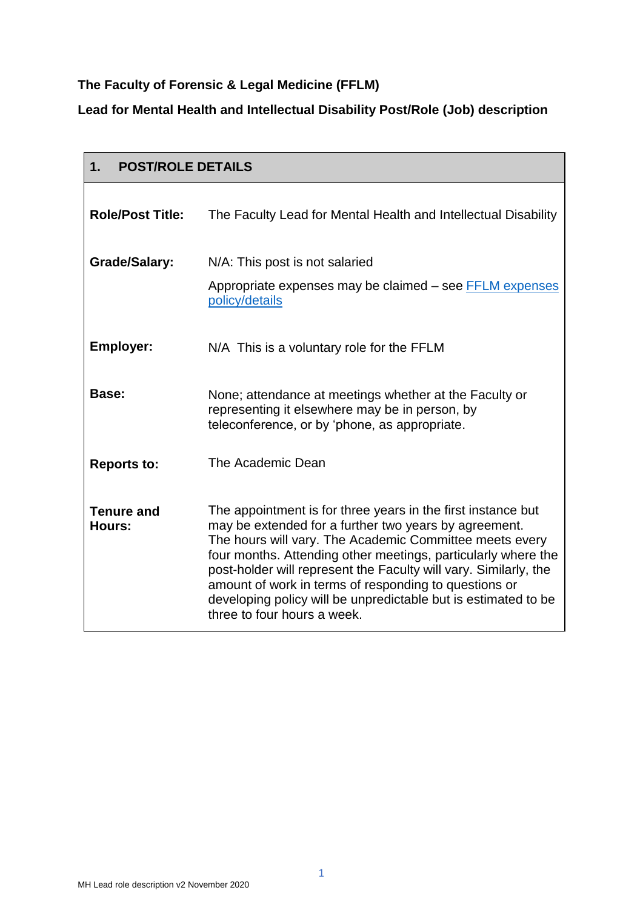**The Faculty of Forensic & Legal Medicine (FFLM)**

**Lead for Mental Health and Intellectual Disability Post/Role (Job) description**

| **1. POST/ROLE DETAILS** | |
|---|---|
| **Role/Post Title:** | The Faculty Lead for Mental Health and Intellectual Disability |
| **Grade/Salary:** | N/A: This post is not salaried<br><br>Appropriate expenses may be claimed – see [FFLM expenses policy/details]() |
| **Employer:** | N/A This is a voluntary role for the FFLM |
| **Base:** | None; attendance at meetings whether at the Faculty or representing it elsewhere may be in person, by teleconference, or by 'phone, as appropriate. |
| **Reports to:** | The Academic Dean |
| **Tenure and Hours:** | The appointment is for three years in the first instance but may be extended for a further two years by agreement. The hours will vary. The Academic Committee meets every four months. Attending other meetings, particularly where the post-holder will represent the Faculty will vary. Similarly, the amount of work in terms of responding to questions or developing policy will be unpredictable but is estimated to be three to four hours a week. |

MH Lead role description v2 November 2020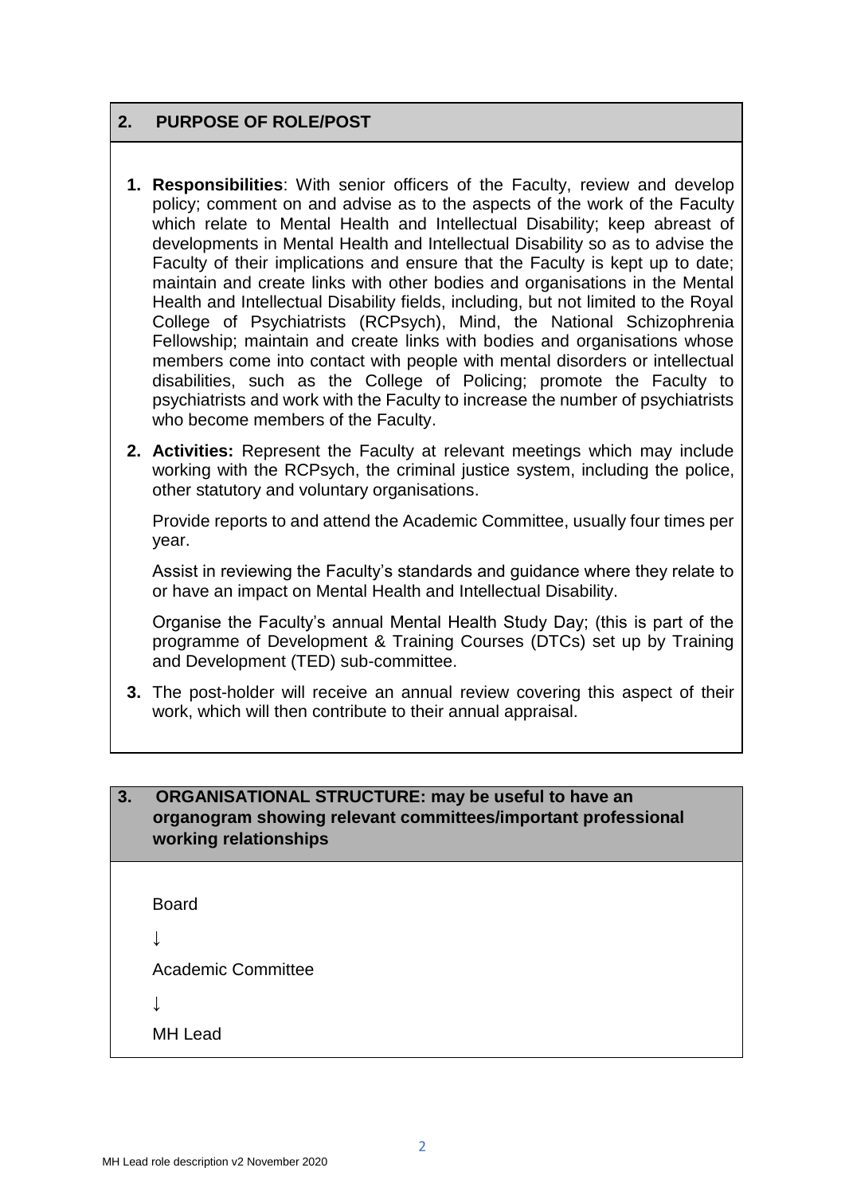## 2. PURPOSE OF ROLE/POST

1. **Responsibilities**: With senior officers of the Faculty, review and develop policy; comment on and advise as to the aspects of the work of the Faculty which relate to Mental Health and Intellectual Disability; keep abreast of developments in Mental Health and Intellectual Disability so as to advise the Faculty of their implications and ensure that the Faculty is kept up to date; maintain and create links with other bodies and organisations in the Mental Health and Intellectual Disability fields, including, but not limited to the Royal College of Psychiatrists (RCPsych), Mind, the National Schizophrenia Fellowship; maintain and create links with bodies and organisations whose members come into contact with people with mental disorders or intellectual disabilities, such as the College of Policing; promote the Faculty to psychiatrists and work with the Faculty to increase the number of psychiatrists who become members of the Faculty.

2. **Activities:** Represent the Faculty at relevant meetings which may include working with the RCPsych, the criminal justice system, including the police, other statutory and voluntary organisations.

   Provide reports to and attend the Academic Committee, usually four times per year.

   Assist in reviewing the Faculty's standards and guidance where they relate to or have an impact on Mental Health and Intellectual Disability.

   Organise the Faculty's annual Mental Health Study Day; (this is part of the programme of Development & Training Courses (DTCs) set up by Training and Development (TED) sub-committee.

3. The post-holder will receive an annual review covering this aspect of their work, which will then contribute to their annual appraisal.

## 3. ORGANISATIONAL STRUCTURE: may be useful to have an organogram showing relevant committees/important professional working relationships

Board

↓

Academic Committee

↓

MH Lead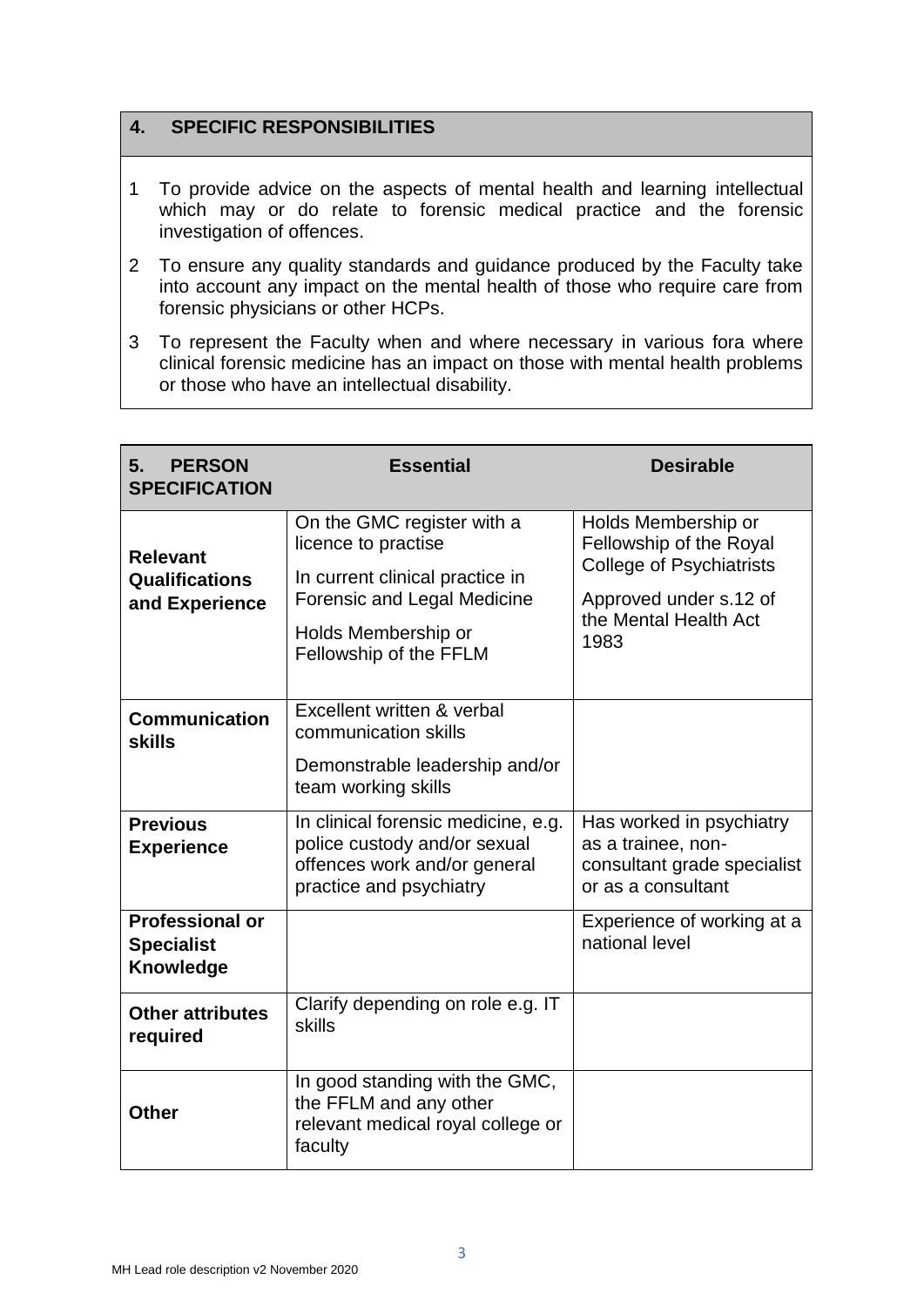## 4. SPECIFIC RESPONSIBILITIES

1. To provide advice on the aspects of mental health and learning intellectual which may or do relate to forensic medical practice and the forensic investigation of offences.
2. To ensure any quality standards and guidance produced by the Faculty take into account any impact on the mental health of those who require care from forensic physicians or other HCPs.
3. To represent the Faculty when and where necessary in various fora where clinical forensic medicine has an impact on those with mental health problems or those who have an intellectual disability.

| 5. PERSON SPECIFICATION | Essential | Desirable |
|---|---|---|
| **Relevant Qualifications and Experience** | On the GMC register with a licence to practise<br>In current clinical practice in Forensic and Legal Medicine<br>Holds Membership or Fellowship of the FFLM | Holds Membership or Fellowship of the Royal College of Psychiatrists<br>Approved under s.12 of the Mental Health Act 1983 |
| **Communication skills** | Excellent written & verbal communication skills<br>Demonstrable leadership and/or team working skills | |
| **Previous Experience** | In clinical forensic medicine, e.g. police custody and/or sexual offences work and/or general practice and psychiatry | Has worked in psychiatry as a trainee, non-consultant grade specialist or as a consultant |
| **Professional or Specialist Knowledge** | | Experience of working at a national level |
| **Other attributes required** | Clarify depending on role e.g. IT skills | |
| **Other** | In good standing with the GMC, the FFLM and any other relevant medical royal college or faculty | |

MH Lead role description v2 November 2020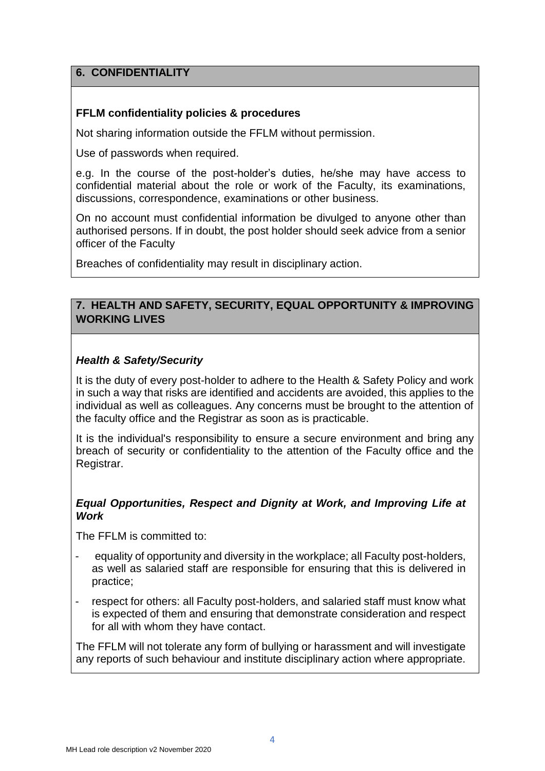## 6. CONFIDENTIALITY

**FFLM confidentiality policies & procedures**

Not sharing information outside the FFLM without permission.

Use of passwords when required.

e.g. In the course of the post-holder's duties, he/she may have access to confidential material about the role or work of the Faculty, its examinations, discussions, correspondence, examinations or other business.

On no account must confidential information be divulged to anyone other than authorised persons. If in doubt, the post holder should seek advice from a senior officer of the Faculty

Breaches of confidentiality may result in disciplinary action.

## 7. HEALTH AND SAFETY, SECURITY, EQUAL OPPORTUNITY & IMPROVING WORKING LIVES

***Health & Safety/Security***

It is the duty of every post-holder to adhere to the Health & Safety Policy and work in such a way that risks are identified and accidents are avoided, this applies to the individual as well as colleagues. Any concerns must be brought to the attention of the faculty office and the Registrar as soon as is practicable.

It is the individual's responsibility to ensure a secure environment and bring any breach of security or confidentiality to the attention of the Faculty office and the Registrar.

***Equal Opportunities, Respect and Dignity at Work, and Improving Life at Work***

The FFLM is committed to:

- equality of opportunity and diversity in the workplace; all Faculty post-holders, as well as salaried staff are responsible for ensuring that this is delivered in practice;
- respect for others: all Faculty post-holders, and salaried staff must know what is expected of them and ensuring that demonstrate consideration and respect for all with whom they have contact.

The FFLM will not tolerate any form of bullying or harassment and will investigate any reports of such behaviour and institute disciplinary action where appropriate.